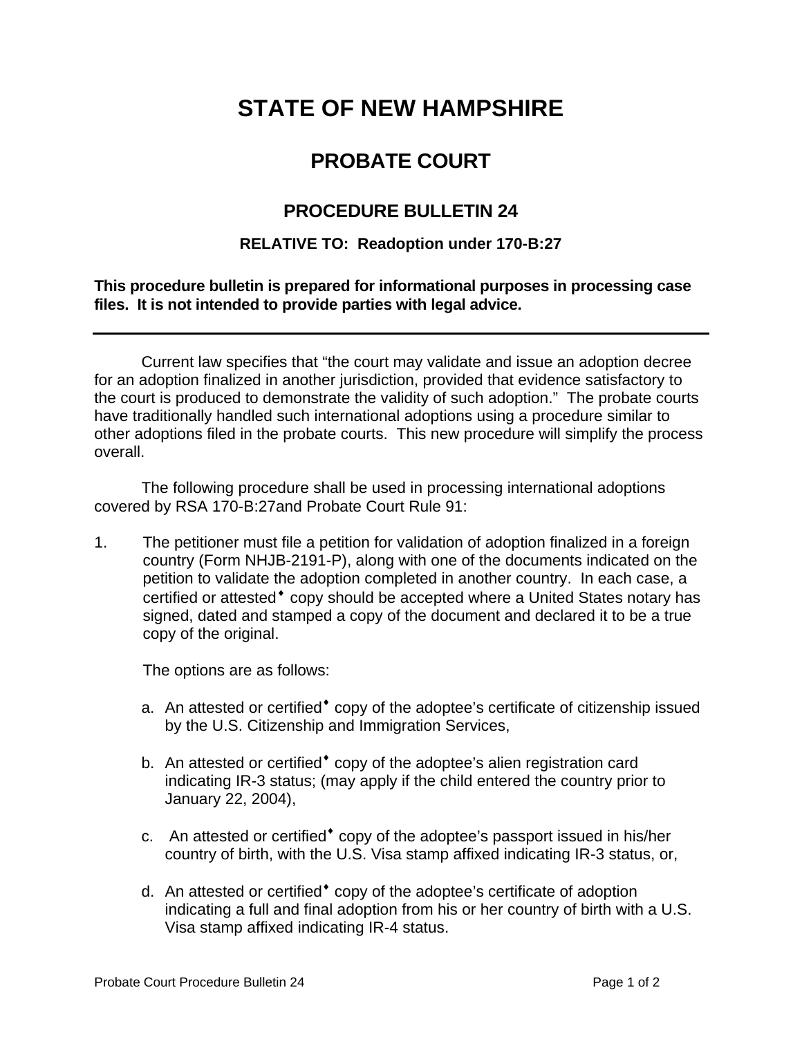# STATE OF NEW HAMPSHIRE

## PROBATE COURT

### PROCEDURE BULLETIN 24

**RELATIVE TO: Readoption under 170-B:27**

**This procedure bulletin is prepared for informational purposes in processing case files. It is not intended to provide parties with legal advice.**

---

Current law specifies that "the court may validate and issue an adoption decree for an adoption finalized in another jurisdiction, provided that evidence satisfactory to the court is produced to demonstrate the validity of such adoption." The probate courts have traditionally handled such international adoptions using a procedure similar to other adoptions filed in the probate courts. This new procedure will simplify the process overall.

The following procedure shall be used in processing international adoptions covered by RSA 170-B:27and Probate Court Rule 91:

1. The petitioner must file a petition for validation of adoption finalized in a foreign country (Form NHJB-2191-P), along with one of the documents indicated on the petition to validate the adoption completed in another country. In each case, a certified or attested♦ copy should be accepted where a United States notary has signed, dated and stamped a copy of the document and declared it to be a true copy of the original.

   The options are as follows:

   a. An attested or certified♦ copy of the adoptee's certificate of citizenship issued by the U.S. Citizenship and Immigration Services,

   b. An attested or certified♦ copy of the adoptee's alien registration card indicating IR-3 status; (may apply if the child entered the country prior to January 22, 2004),

   c. An attested or certified♦ copy of the adoptee's passport issued in his/her country of birth, with the U.S. Visa stamp affixed indicating IR-3 status, or,

   d. An attested or certified♦ copy of the adoptee's certificate of adoption indicating a full and final adoption from his or her country of birth with a U.S. Visa stamp affixed indicating IR-4 status.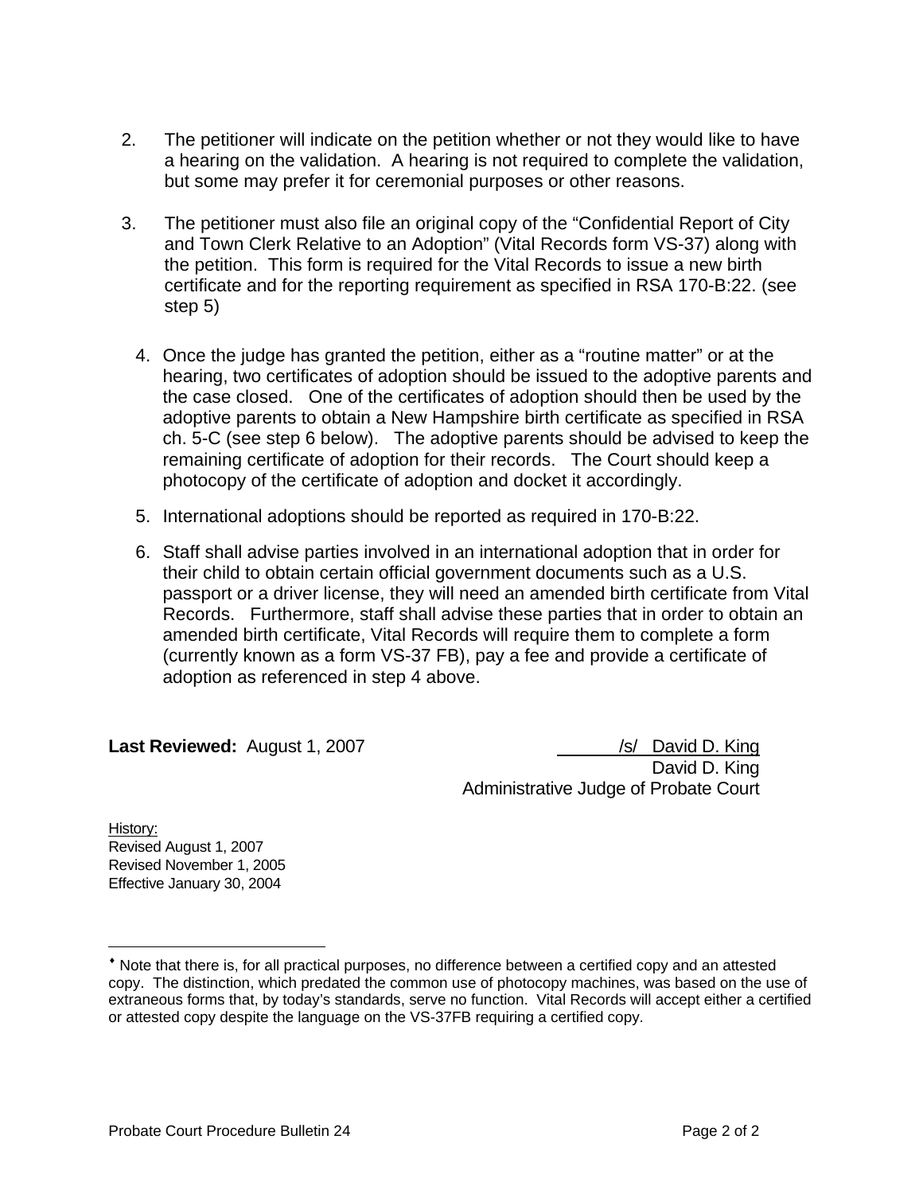2. The petitioner will indicate on the petition whether or not they would like to have a hearing on the validation. A hearing is not required to complete the validation, but some may prefer it for ceremonial purposes or other reasons.

3. The petitioner must also file an original copy of the "Confidential Report of City and Town Clerk Relative to an Adoption" (Vital Records form VS-37) along with the petition. This form is required for the Vital Records to issue a new birth certificate and for the reporting requirement as specified in RSA 170-B:22. (see step 5)

4. Once the judge has granted the petition, either as a "routine matter" or at the hearing, two certificates of adoption should be issued to the adoptive parents and the case closed. One of the certificates of adoption should then be used by the adoptive parents to obtain a New Hampshire birth certificate as specified in RSA ch. 5-C (see step 6 below). The adoptive parents should be advised to keep the remaining certificate of adoption for their records. The Court should keep a photocopy of the certificate of adoption and docket it accordingly.

5. International adoptions should be reported as required in 170-B:22.

6. Staff shall advise parties involved in an international adoption that in order for their child to obtain certain official government documents such as a U.S. passport or a driver license, they will need an amended birth certificate from Vital Records. Furthermore, staff shall advise these parties that in order to obtain an amended birth certificate, Vital Records will require them to complete a form (currently known as a form VS-37 FB), pay a fee and provide a certificate of adoption as referenced in step 4 above.

**Last Reviewed:** August 1, 2007

/s/ David D. King
David D. King
Administrative Judge of Probate Court

History:
Revised August 1, 2007
Revised November 1, 2005
Effective January 30, 2004

---

♦ Note that there is, for all practical purposes, no difference between a certified copy and an attested copy. The distinction, which predated the common use of photocopy machines, was based on the use of extraneous forms that, by today's standards, serve no function. Vital Records will accept either a certified or attested copy despite the language on the VS-37FB requiring a certified copy.